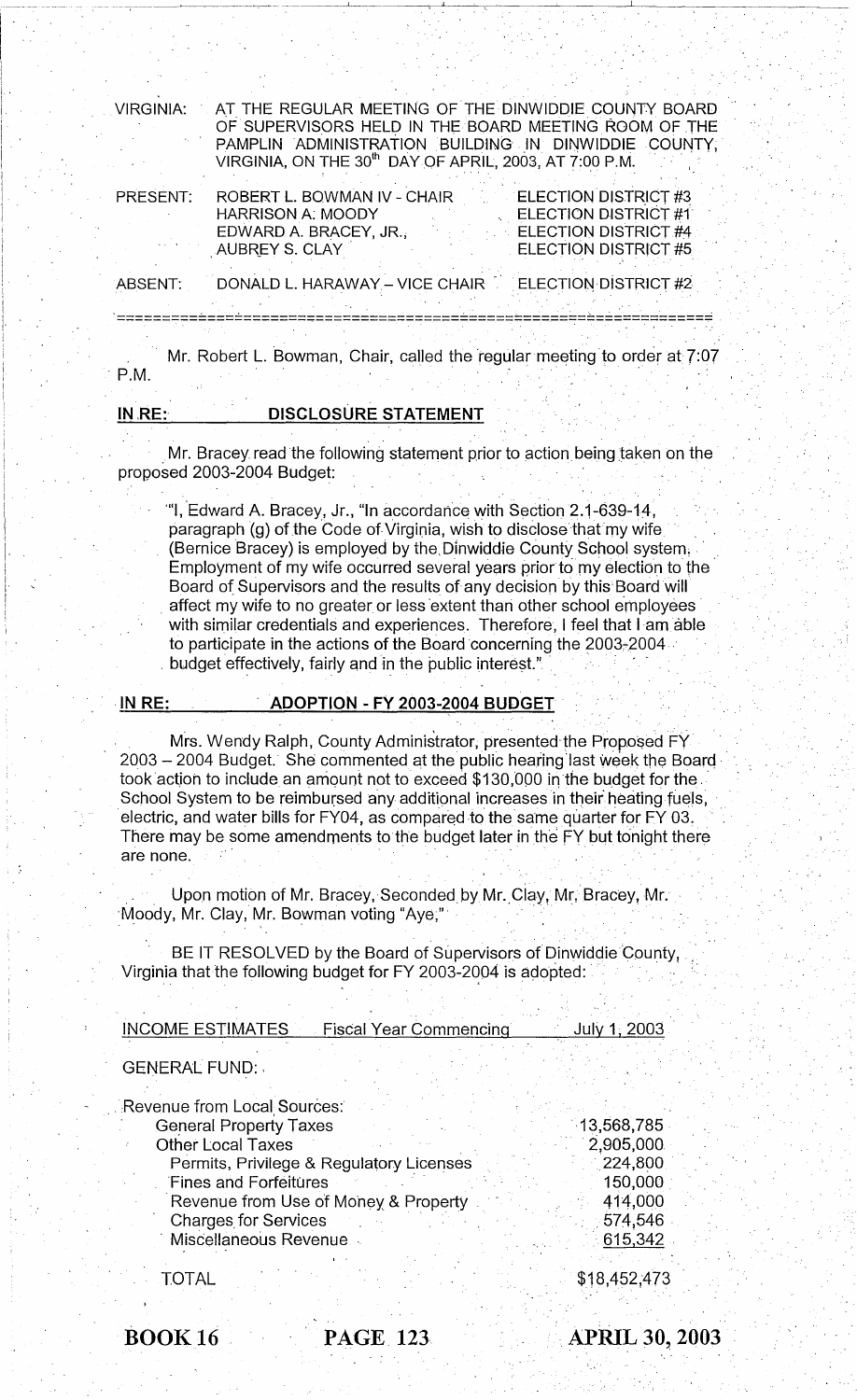VIRGINIA: AT THE REGULAR MEETING OF THE DINWIDDIE COUNTY BOARD OF SUPERVISORS HELD IN THE BOARD MEETING ROOM OF THE PAMPLIN ADMINISTRATION BUILDING IN DINWIDDIE COUNTY, VIRGINIA, ON THE 30th DAY OF APRIL, 2003, AT 7:00 P.M.

| | | |
|---|---|---|
| PRESENT: | ROBERT L. BOWMAN IV - CHAIR | ELECTION DISTRICT #3 |
| | HARRISON A. MOODY | ELECTION DISTRICT #1 |
| | EDWARD A. BRACEY, JR., | ELECTION DISTRICT #4 |
| | AUBREY S. CLAY | ELECTION DISTRICT #5 |
| ABSENT: | DONALD L. HARAWAY – VICE CHAIR | ELECTION DISTRICT #2 |

---

Mr. Robert L. Bowman, Chair, called the regular meeting to order at 7:07 P.M.

**IN RE: DISCLOSURE STATEMENT**

Mr. Bracey read the following statement prior to action being taken on the proposed 2003-2004 Budget:

"I, Edward A. Bracey, Jr., "In accordance with Section 2.1-639-14, paragraph (g) of the Code of Virginia, wish to disclose that my wife (Bernice Bracey) is employed by the Dinwiddie County School system. Employment of my wife occurred several years prior to my election to the Board of Supervisors and the results of any decision by this Board will affect my wife to no greater or less extent than other school employees with similar credentials and experiences. Therefore, I feel that I am able to participate in the actions of the Board concerning the 2003-2004 budget effectively, fairly and in the public interest."

**IN RE: ADOPTION - FY 2003-2004 BUDGET**

Mrs. Wendy Ralph, County Administrator, presented the Proposed FY 2003 – 2004 Budget. She commented at the public hearing last week the Board took action to include an amount not to exceed $130,000 in the budget for the School System to be reimbursed any additional increases in their heating fuels, electric, and water bills for FY04, as compared to the same quarter for FY 03. There may be some amendments to the budget later in the FY but tonight there are none.

Upon motion of Mr. Bracey, Seconded by Mr. Clay, Mr. Bracey, Mr. Moody, Mr. Clay, Mr. Bowman voting "Aye,"

BE IT RESOLVED by the Board of Supervisors of Dinwiddie County, Virginia that the following budget for FY 2003-2004 is adopted:

<u>INCOME ESTIMATES</u> <u>Fiscal Year Commencing</u> <u>July 1, 2003</u>

GENERAL FUND:

| | |
|---|---|
| Revenue from Local Sources: | |
| General Property Taxes | 13,568,785 |
| Other Local Taxes | 2,905,000 |
| Permits, Privilege & Regulatory Licenses | 224,800 |
| Fines and Forfeitures | 150,000 |
| Revenue from Use of Money & Property | 414,000 |
| Charges for Services | 574,546 |
| Miscellaneous Revenue | 615,342 |
| TOTAL | $18,452,473 |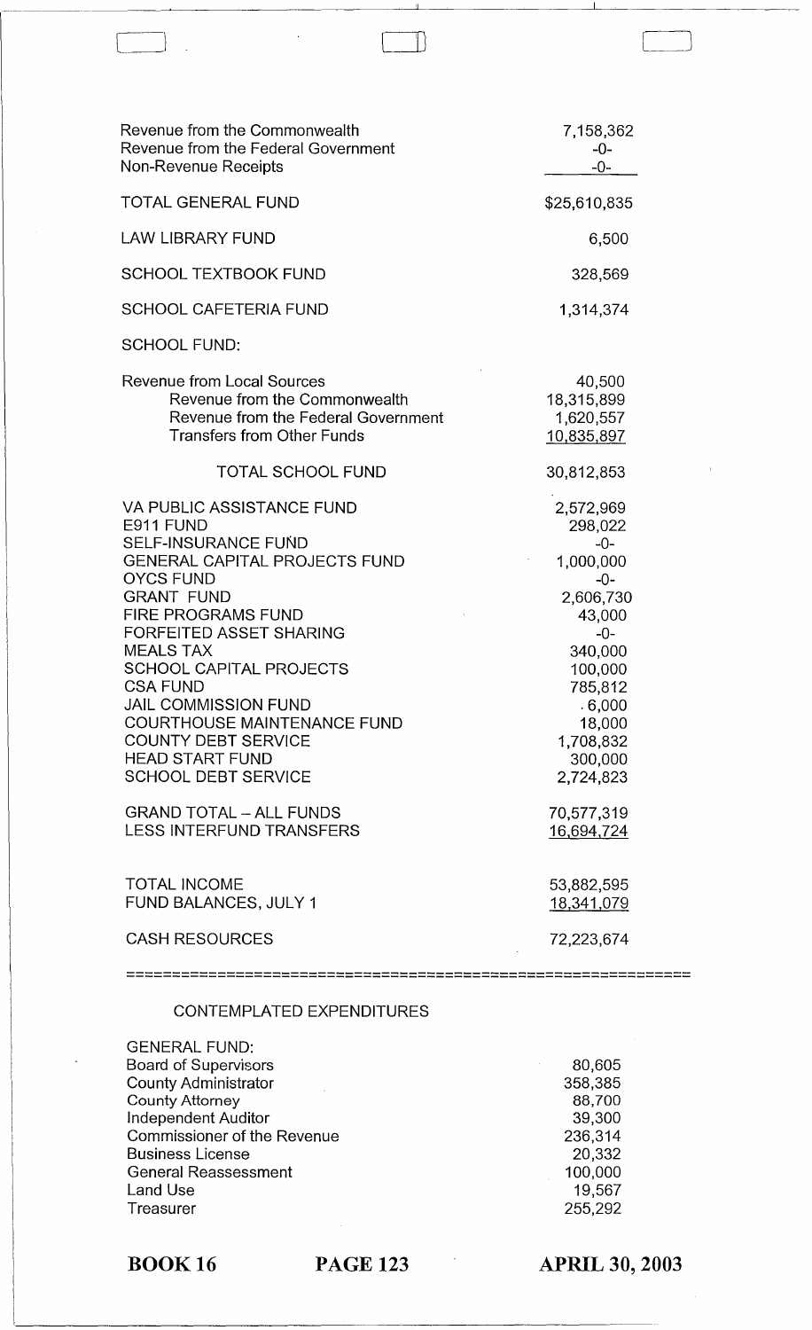| | |
|---|---|
| Revenue from the Commonwealth | 7,158,362 |
| Revenue from the Federal Government | -0- |
| Non-Revenue Receipts | -0- |
| TOTAL GENERAL FUND | $25,610,835 |
| LAW LIBRARY FUND | 6,500 |
| SCHOOL TEXTBOOK FUND | 328,569 |
| SCHOOL CAFETERIA FUND | 1,314,374 |
| SCHOOL FUND: | |
| Revenue from Local Sources | 40,500 |
| Revenue from the Commonwealth | 18,315,899 |
| Revenue from the Federal Government | 1,620,557 |
| Transfers from Other Funds | 10,835,897 |
| TOTAL SCHOOL FUND | 30,812,853 |
| VA PUBLIC ASSISTANCE FUND | 2,572,969 |
| E911 FUND | 298,022 |
| SELF-INSURANCE FUND | -0- |
| GENERAL CAPITAL PROJECTS FUND | 1,000,000 |
| OYCS FUND | -0- |
| GRANT FUND | 2,606,730 |
| FIRE PROGRAMS FUND | 43,000 |
| FORFEITED ASSET SHARING | -0- |
| MEALS TAX | 340,000 |
| SCHOOL CAPITAL PROJECTS | 100,000 |
| CSA FUND | 785,812 |
| JAIL COMMISSION FUND | 6,000 |
| COURTHOUSE MAINTENANCE FUND | 18,000 |
| COUNTY DEBT SERVICE | 1,708,832 |
| HEAD START FUND | 300,000 |
| SCHOOL DEBT SERVICE | 2,724,823 |
| GRAND TOTAL – ALL FUNDS | 70,577,319 |
| LESS INTERFUND TRANSFERS | 16,694,724 |
| TOTAL INCOME | 53,882,595 |
| FUND BALANCES, JULY 1 | 18,341,079 |
| CASH RESOURCES | 72,223,674 |

CONTEMPLATED EXPENDITURES

| | |
|---|---|
| GENERAL FUND: | |
| Board of Supervisors | 80,605 |
| County Administrator | 358,385 |
| County Attorney | 88,700 |
| Independent Auditor | 39,300 |
| Commissioner of the Revenue | 236,314 |
| Business License | 20,332 |
| General Reassessment | 100,000 |
| Land Use | 19,567 |
| Treasurer | 255,292 |

BOOK 16 PAGE 123 APRIL 30, 2003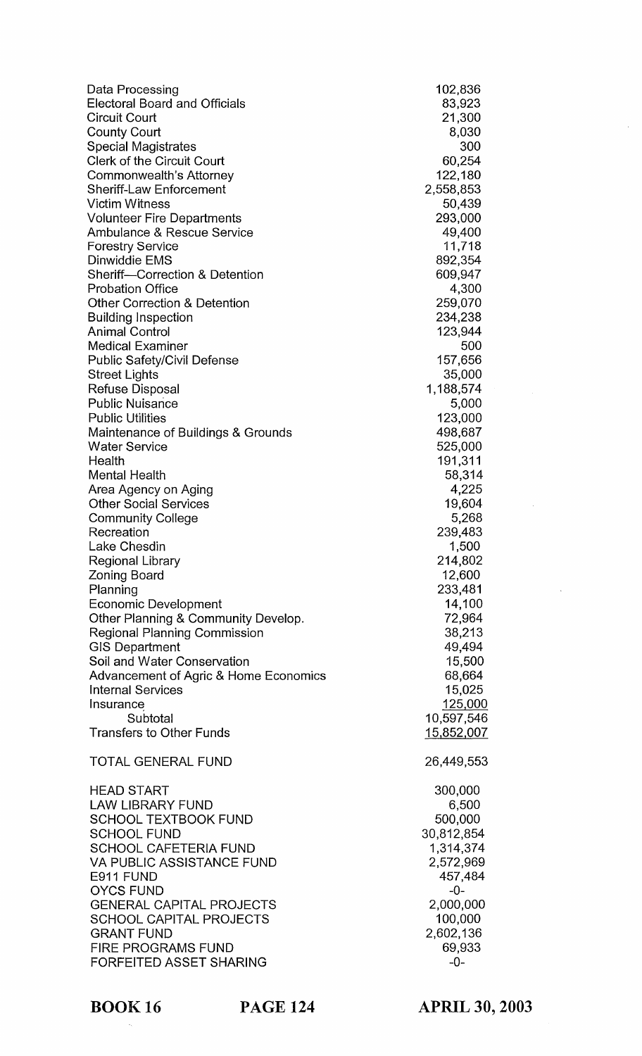| | |
|---|---|
| Data Processing | 102,836 |
| Electoral Board and Officials | 83,923 |
| Circuit Court | 21,300 |
| County Court | 8,030 |
| Special Magistrates | 300 |
| Clerk of the Circuit Court | 60,254 |
| Commonwealth's Attorney | 122,180 |
| Sheriff-Law Enforcement | 2,558,853 |
| Victim Witness | 50,439 |
| Volunteer Fire Departments | 293,000 |
| Ambulance & Rescue Service | 49,400 |
| Forestry Service | 11,718 |
| Dinwiddie EMS | 892,354 |
| Sheriff—Correction & Detention | 609,947 |
| Probation Office | 4,300 |
| Other Correction & Detention | 259,070 |
| Building Inspection | 234,238 |
| Animal Control | 123,944 |
| Medical Examiner | 500 |
| Public Safety/Civil Defense | 157,656 |
| Street Lights | 35,000 |
| Refuse Disposal | 1,188,574 |
| Public Nuisance | 5,000 |
| Public Utilities | 123,000 |
| Maintenance of Buildings & Grounds | 498,687 |
| Water Service | 525,000 |
| Health | 191,311 |
| Mental Health | 58,314 |
| Area Agency on Aging | 4,225 |
| Other Social Services | 19,604 |
| Community College | 5,268 |
| Recreation | 239,483 |
| Lake Chesdin | 1,500 |
| Regional Library | 214,802 |
| Zoning Board | 12,600 |
| Planning | 233,481 |
| Economic Development | 14,100 |
| Other Planning & Community Develop. | 72,964 |
| Regional Planning Commission | 38,213 |
| GIS Department | 49,494 |
| Soil and Water Conservation | 15,500 |
| Advancement of Agric & Home Economics | 68,664 |
| Internal Services | 15,025 |
| Insurance | 125,000 |
| Subtotal | 10,597,546 |
| Transfers to Other Funds | 15,852,007 |
| | |
| TOTAL GENERAL FUND | 26,449,553 |
| | |
| HEAD START | 300,000 |
| LAW LIBRARY FUND | 6,500 |
| SCHOOL TEXTBOOK FUND | 500,000 |
| SCHOOL FUND | 30,812,854 |
| SCHOOL CAFETERIA FUND | 1,314,374 |
| VA PUBLIC ASSISTANCE FUND | 2,572,969 |
| E911 FUND | 457,484 |
| OYCS FUND | -0- |
| GENERAL CAPITAL PROJECTS | 2,000,000 |
| SCHOOL CAPITAL PROJECTS | 100,000 |
| GRANT FUND | 2,602,136 |
| FIRE PROGRAMS FUND | 69,933 |
| FORFEITED ASSET SHARING | -0- |

**BOOK 16 PAGE 124 APRIL 30, 2003**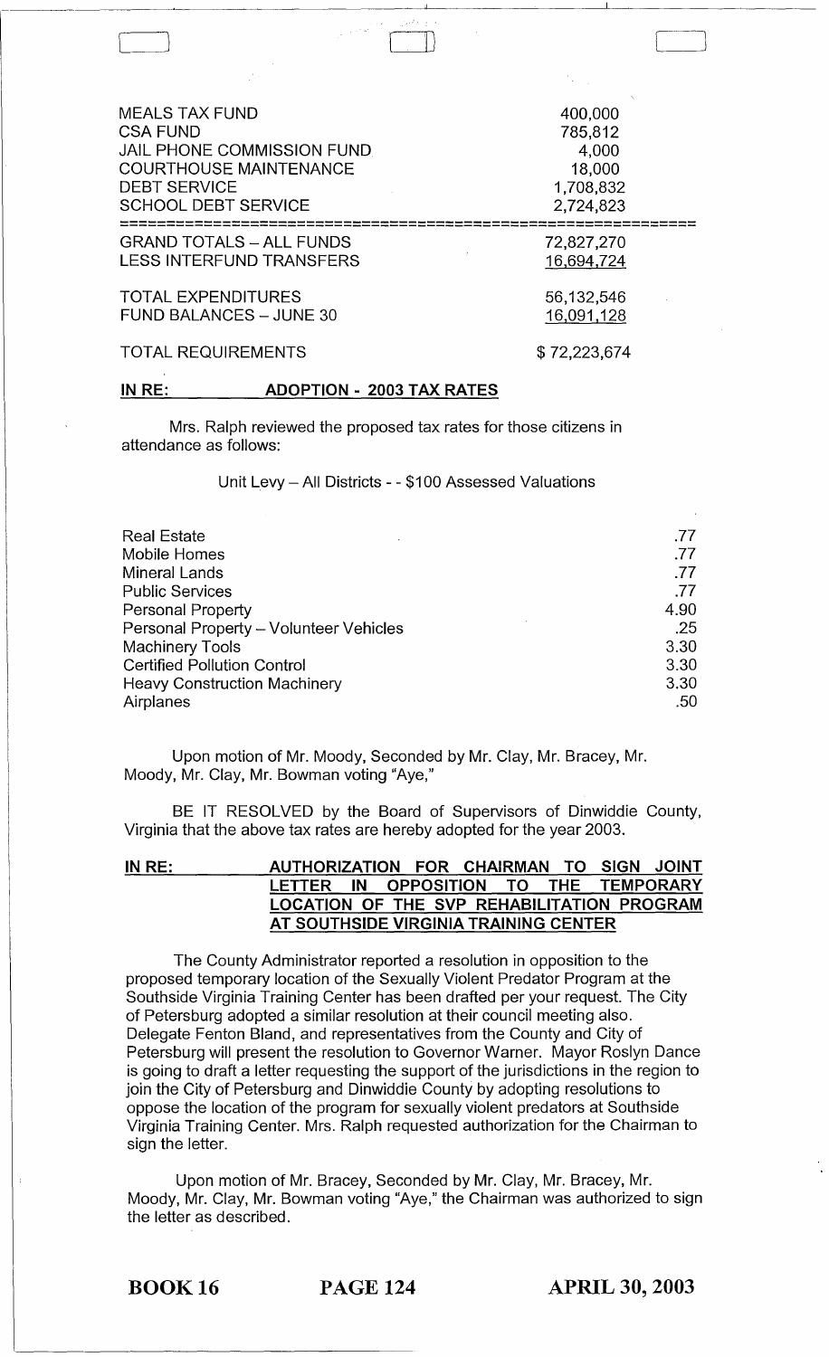| | |
|---|---|
| MEALS TAX FUND | 400,000 |
| CSA FUND | 785,812 |
| JAIL PHONE COMMISSION FUND | 4,000 |
| COURTHOUSE MAINTENANCE | 18,000 |
| DEBT SERVICE | 1,708,832 |
| SCHOOL DEBT SERVICE | 2,724,823 |
| GRAND TOTALS – ALL FUNDS | 72,827,270 |
| LESS INTERFUND TRANSFERS | 16,694,724 |
| TOTAL EXPENDITURES | 56,132,546 |
| FUND BALANCES – JUNE 30 | 16,091,128 |
| TOTAL REQUIREMENTS | $ 72,223,674 |

**IN RE: ADOPTION - 2003 TAX RATES**

Mrs. Ralph reviewed the proposed tax rates for those citizens in attendance as follows:

Unit Levy – All Districts - - $100 Assessed Valuations

| | |
|---|---|
| Real Estate | .77 |
| Mobile Homes | .77 |
| Mineral Lands | .77 |
| Public Services | .77 |
| Personal Property | 4.90 |
| Personal Property – Volunteer Vehicles | .25 |
| Machinery Tools | 3.30 |
| Certified Pollution Control | 3.30 |
| Heavy Construction Machinery | 3.30 |
| Airplanes | .50 |

Upon motion of Mr. Moody, Seconded by Mr. Clay, Mr. Bracey, Mr. Moody, Mr. Clay, Mr. Bowman voting "Aye,"

BE IT RESOLVED by the Board of Supervisors of Dinwiddie County, Virginia that the above tax rates are hereby adopted for the year 2003.

**IN RE: AUTHORIZATION FOR CHAIRMAN TO SIGN JOINT LETTER IN OPPOSITION TO THE TEMPORARY LOCATION OF THE SVP REHABILITATION PROGRAM AT SOUTHSIDE VIRGINIA TRAINING CENTER**

The County Administrator reported a resolution in opposition to the proposed temporary location of the Sexually Violent Predator Program at the Southside Virginia Training Center has been drafted per your request. The City of Petersburg adopted a similar resolution at their council meeting also. Delegate Fenton Bland, and representatives from the County and City of Petersburg will present the resolution to Governor Warner. Mayor Roslyn Dance is going to draft a letter requesting the support of the jurisdictions in the region to join the City of Petersburg and Dinwiddie County by adopting resolutions to oppose the location of the program for sexually violent predators at Southside Virginia Training Center. Mrs. Ralph requested authorization for the Chairman to sign the letter.

Upon motion of Mr. Bracey, Seconded by Mr. Clay, Mr. Bracey, Mr. Moody, Mr. Clay, Mr. Bowman voting "Aye," the Chairman was authorized to sign the letter as described.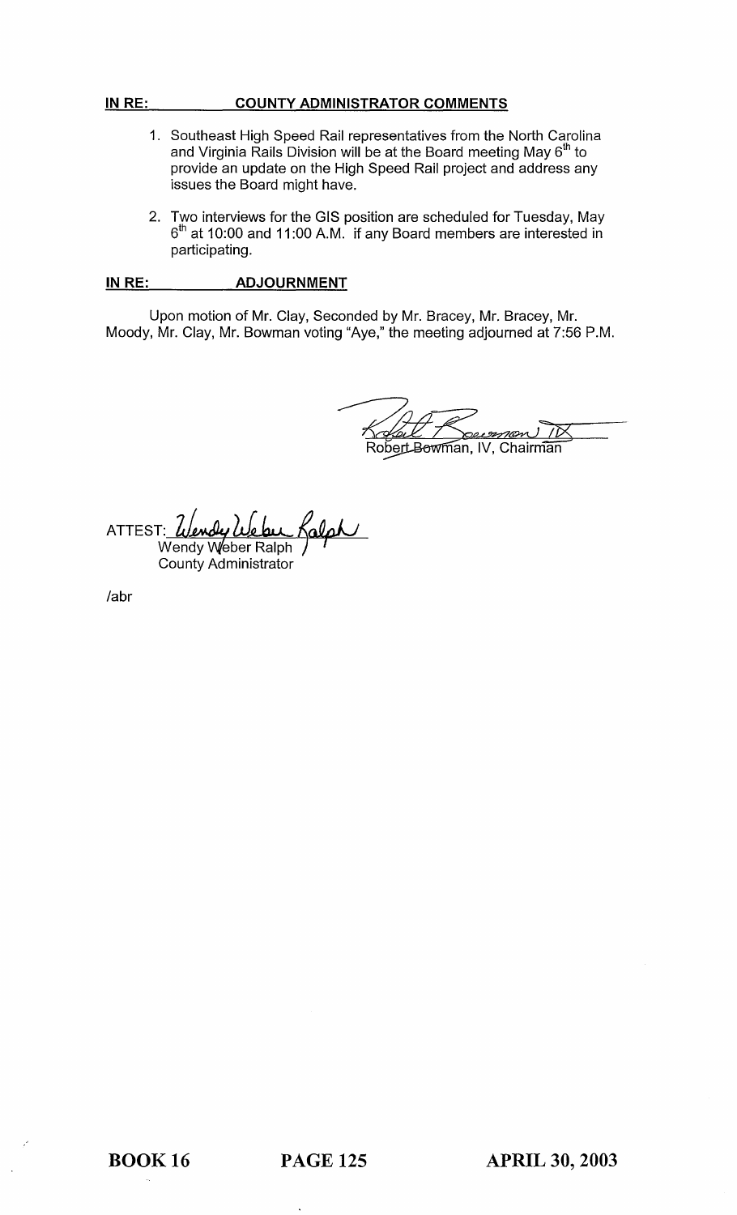**IN RE: COUNTY ADMINISTRATOR COMMENTS**

1. Southeast High Speed Rail representatives from the North Carolina and Virginia Rails Division will be at the Board meeting May 6th to provide an update on the High Speed Rail project and address any issues the Board might have.

2. Two interviews for the GIS position are scheduled for Tuesday, May 6th at 10:00 and 11:00 A.M. if any Board members are interested in participating.

**IN RE: ADJOURNMENT**

Upon motion of Mr. Clay, Seconded by Mr. Bracey, Mr. Bracey, Mr. Moody, Mr. Clay, Mr. Bowman voting "Aye," the meeting adjourned at 7:56 P.M.

Robert Bowman, IV, Chairman

ATTEST: Wendy Weber Ralph
Wendy Weber Ralph
County Administrator

/abr

**BOOK 16 PAGE 125 APRIL 30, 2003**